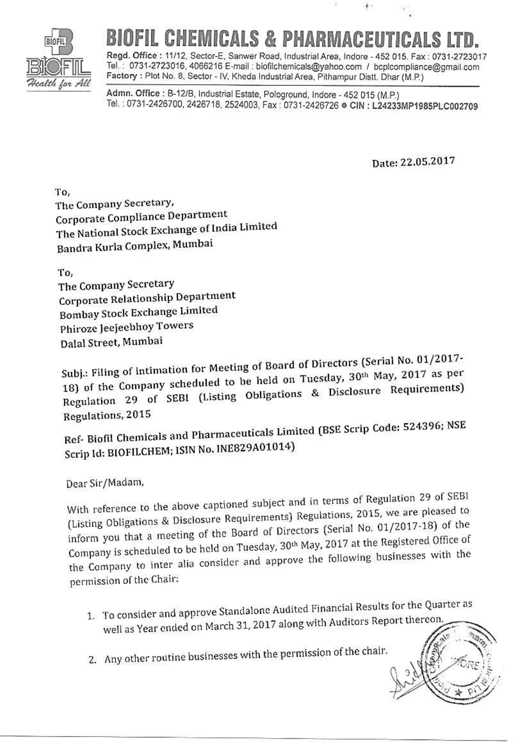# BIOFIL CHEMICALS & PHARMACEUTICALS LTD.

Regd. Office : 11/12, Sector-E, Sanwer Road, Industrial Area, Indore - 452 015. Fax : 0731-2723017
Tel. : 0731-2723016, 4066216 E-mail : biofilchemicals@yahoo.com / bcplcompliance@gmail.com
Factory : Plot No. 8, Sector - IV, Kheda Industrial Area, Pithampur Distt. Dhar (M.P.)

Admn. Office : B-12/B, Industrial Estate, Pologround, Indore - 452 015 (M.P.)
Tel. : 0731-2426700, 2426718, 2524003, Fax : 0731-2426726 ● CIN : L24233MP1985PLC002709

Health for All

Date: 22.05.2017

To,
The Company Secretary,
Corporate Compliance Department
The National Stock Exchange of India Limited
Bandra Kurla Complex, Mumbai

To,
The Company Secretary
Corporate Relationship Department
Bombay Stock Exchange Limited
Phiroze Jeejeebhoy Towers
Dalal Street, Mumbai

Subj.: Filing of intimation for Meeting of Board of Directors (Serial No. 01/2017-18) of the Company scheduled to be held on Tuesday, 30th May, 2017 as per Regulation 29 of SEBI (Listing Obligations & Disclosure Requirements) Regulations, 2015

Ref- Biofil Chemicals and Pharmaceuticals Limited (BSE Scrip Code: 524396; NSE Scrip Id: BIOFILCHEM; ISIN No. INE829A01014)

Dear Sir/Madam,

With reference to the above captioned subject and in terms of Regulation 29 of SEBI (Listing Obligations & Disclosure Requirements) Regulations, 2015, we are pleased to inform you that a meeting of the Board of Directors (Serial No. 01/2017-18) of the Company is scheduled to be held on Tuesday, 30th May, 2017 at the Registered Office of the Company to inter alia consider and approve the following businesses with the permission of the Chair:

1. To consider and approve Standalone Audited Financial Results for the Quarter as well as Year ended on March 31, 2017 along with Auditors Report thereon.
2. Any other routine businesses with the permission of the chair.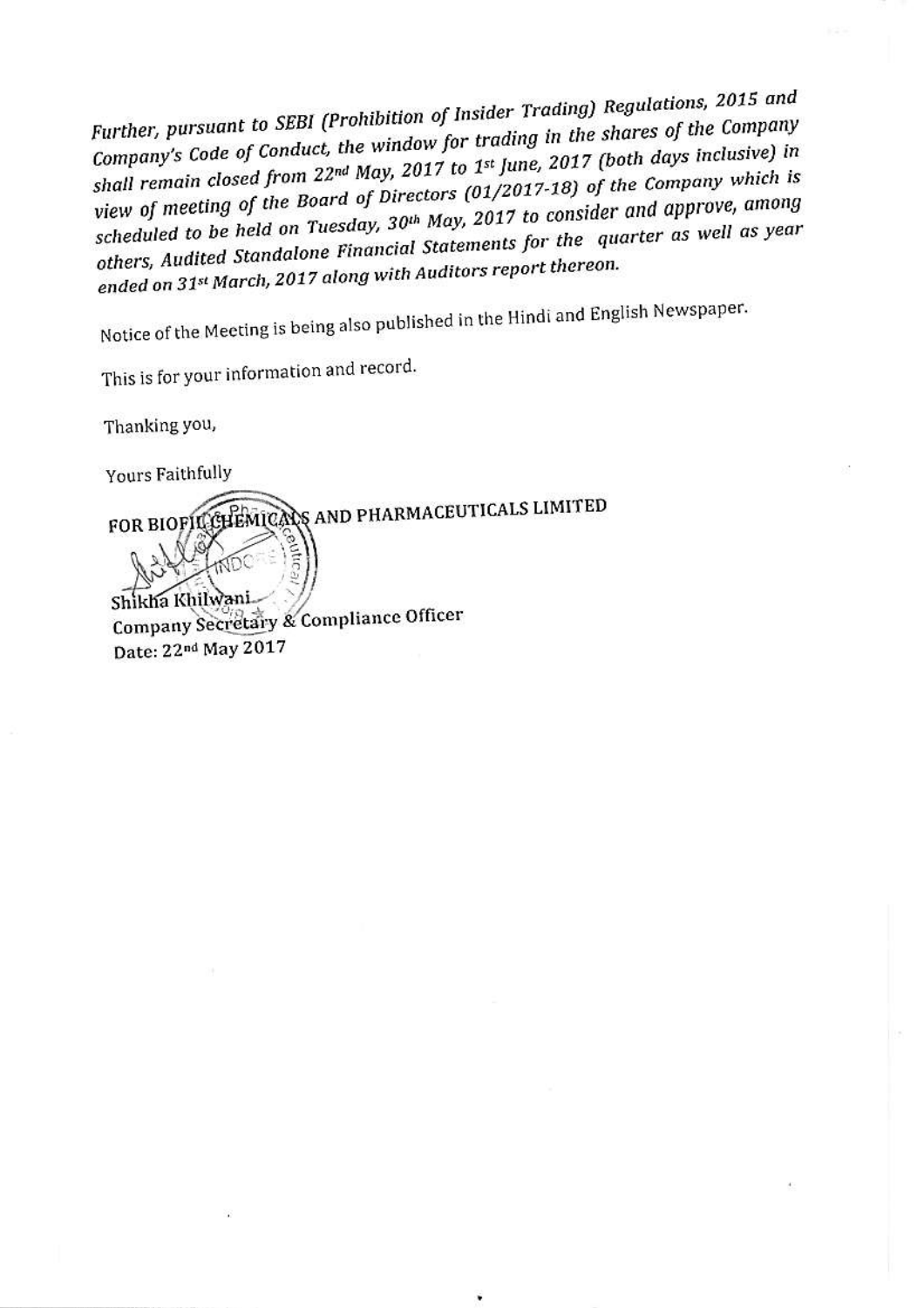*Further, pursuant to SEBI (Prohibition of Insider Trading) Regulations, 2015 and Company's Code of Conduct, the window for trading in the shares of the Company shall remain closed from 22nd May, 2017 to 1st June, 2017 (both days inclusive) in view of meeting of the Board of Directors (01/2017-18) of the Company which is scheduled to be held on Tuesday, 30th May, 2017 to consider and approve, among others, Audited Standalone Financial Statements for the quarter as well as year ended on 31st March, 2017 along with Auditors report thereon.*

Notice of the Meeting is being also published in the Hindi and English Newspaper.

This is for your information and record.

Thanking you,

Yours Faithfully

FOR BIOFIL CHEMICALS AND PHARMACEUTICALS LIMITED

Shikha Khilwani
Company Secretary & Compliance Officer
Date: 22nd May 2017